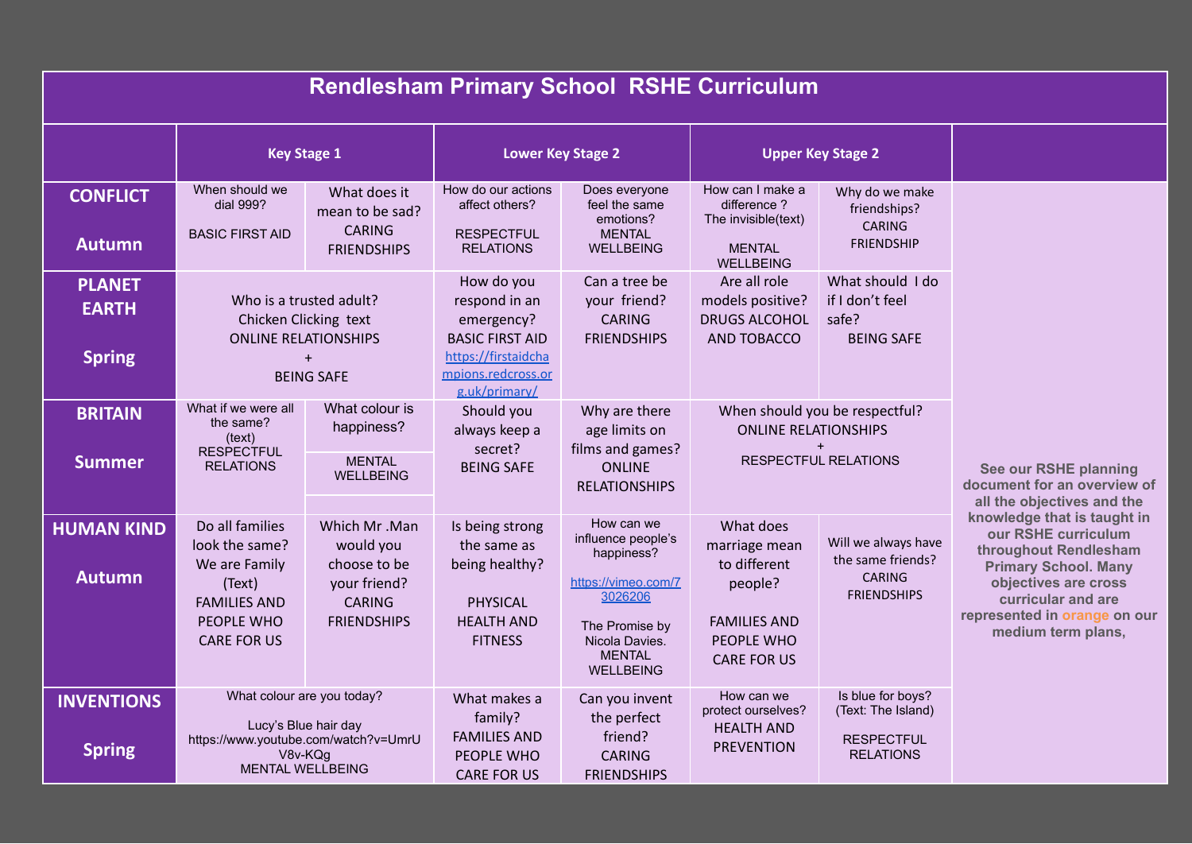# Rendlesham Primary School RSHE Curriculum

| | Key Stage 1 | | Lower Key Stage 2 | | Upper Key Stage 2 | | |
|---|---|---|---|---|---|---|---|
| **CONFLICT** **Autumn** | When should we dial 999? BASIC FIRST AID | What does it mean to be sad? CARING FRIENDSHIPS | How do our actions affect others? RESPECTFUL RELATIONS | Does everyone feel the same emotions? MENTAL WELLBEING | How can I make a difference ? The invisible(text) MENTAL WELLBEING | Why do we make friendships? CARING FRIENDSHIP | See our RSHE planning document for an overview of all the objectives and the knowledge that is taught in our RSHE curriculum throughout Rendlesham Primary School. Many objectives are cross curricular and are represented in orange on our medium term plans, |
| **PLANET EARTH** **Spring** | Who is a trusted adult? Chicken Clicking text ONLINE RELATIONSHIPS + BEING SAFE | | How do you respond in an emergency? BASIC FIRST AID https://firstaidchampions.redcross.org.uk/primary/ | Can a tree be your friend? CARING FRIENDSHIPS | Are all role models positive? DRUGS ALCOHOL AND TOBACCO | What should I do if I don't feel safe? BEING SAFE | |
| **BRITAIN** **Summer** | What if we were all the same? (text) RESPECTFUL RELATIONS | What colour is happiness? MENTAL WELLBEING | Should you always keep a secret? BEING SAFE | Why are there age limits on films and games? ONLINE RELATIONSHIPS | When should you be respectful? ONLINE RELATIONSHIPS + RESPECTFUL RELATIONS | | |
| **HUMAN KIND** **Autumn** | Do all families look the same? We are Family (Text) FAMILIES AND PEOPLE WHO CARE FOR US | Which Mr .Man would you choose to be your friend? CARING FRIENDSHIPS | Is being strong the same as being healthy? PHYSICAL HEALTH AND FITNESS | How can we influence people's happiness? https://vimeo.com/73026206 The Promise by Nicola Davies. MENTAL WELLBEING | What does marriage mean to different people? FAMILIES AND PEOPLE WHO CARE FOR US | Will we always have the same friends? CARING FRIENDSHIPS | |
| **INVENTIONS** **Spring** | What colour are you today? Lucy's Blue hair day https://www.youtube.com/watch?v=UmrUV8v-KQg MENTAL WELLBEING | | What makes a family? FAMILIES AND PEOPLE WHO CARE FOR US | Can you invent the perfect friend? CARING FRIENDSHIPS | How can we protect ourselves? HEALTH AND PREVENTION | Is blue for boys? (Text: The Island) RESPECTFUL RELATIONS | |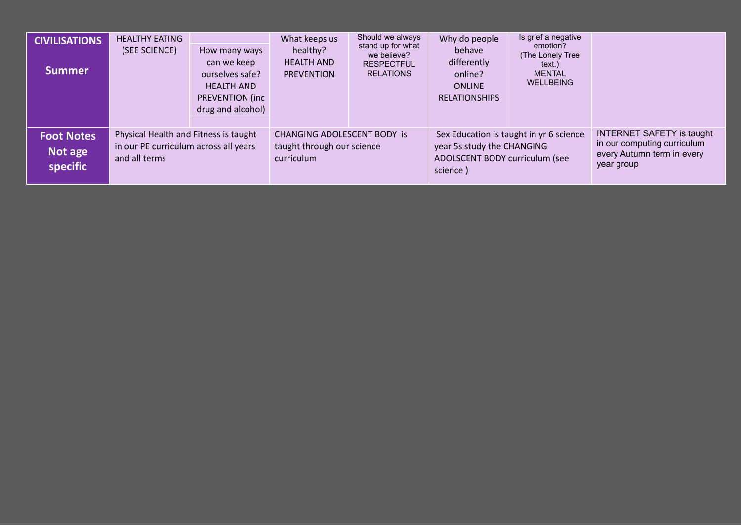| | | | | | | | |
|---|---|---|---|---|---|---|---|
| **CIVILISATIONS** **Summer** | HEALTHY EATING (SEE SCIENCE) | How many ways can we keep ourselves safe? HEALTH AND PREVENTION (inc drug and alcohol) | What keeps us healthy? HEALTH AND PREVENTION | Should we always stand up for what we believe? RESPECTFUL RELATIONS | Why do people behave differently online? ONLINE RELATIONSHIPS | Is grief a negative emotion? (The Lonely Tree text.) MENTAL WELLBEING | |
| **Foot Notes Not age specific** | Physical Health and Fitness is taught in our PE curriculum across all years and all terms | | CHANGING ADOLESCENT BODY is taught through our science curriculum | | Sex Education is taught in yr 6 science year 5s study the CHANGING ADOLSCENT BODY curriculum (see science ) | | INTERNET SAFETY is taught in our computing curriculum every Autumn term in every year group |